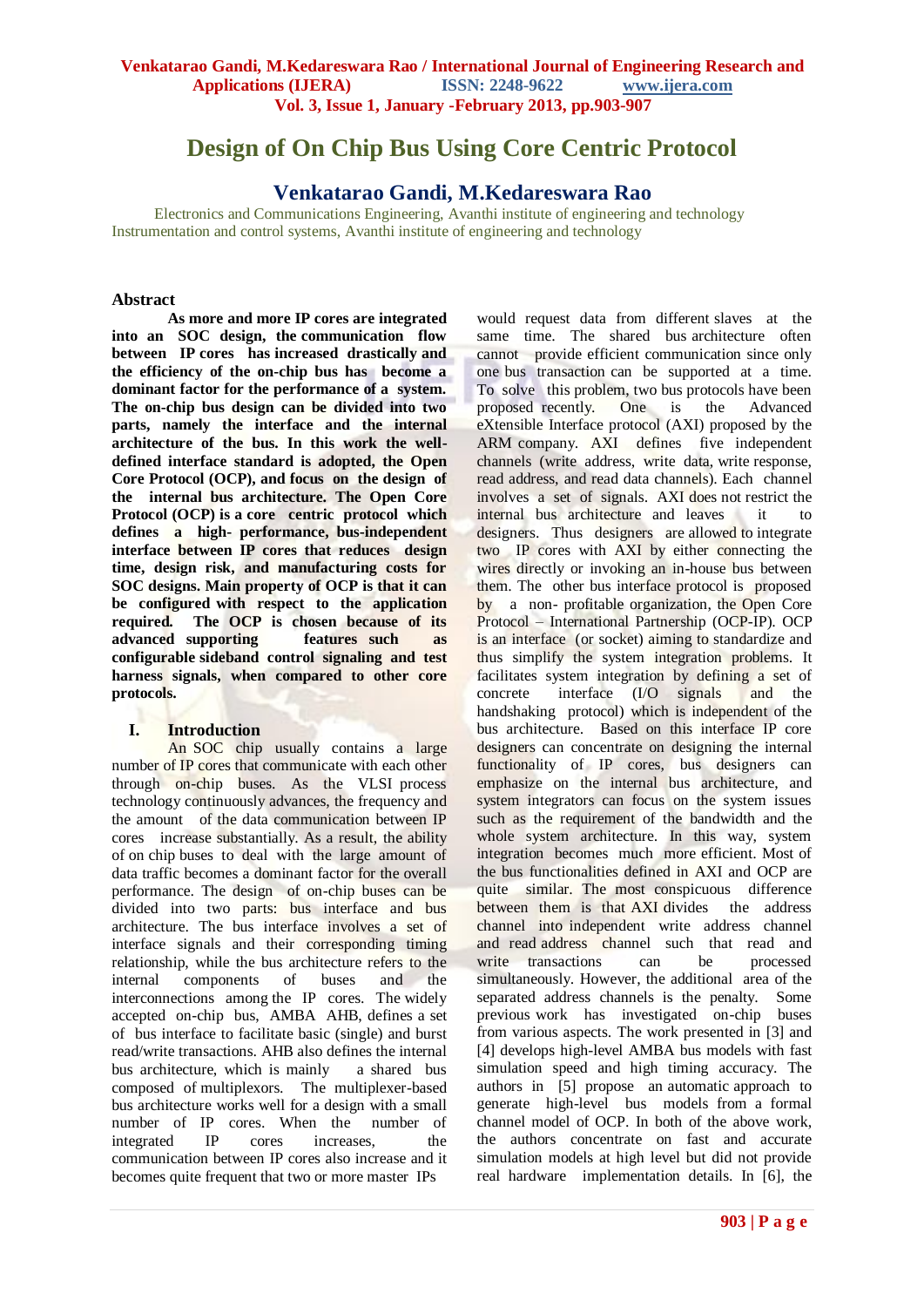# Design of On Chip Bus Using Core Centric Protocol

## Venkatarao Gandi, M.Kedareswara Rao

Electronics and Communications Engineering, Avanthi institute of engineering and technology
Instrumentation and control systems, Avanthi institute of engineering and technology

### Abstract

**As more and more IP cores are integrated into an SOC design, the communication flow between IP cores has increased drastically and the efficiency of the on-chip bus has become a dominant factor for the performance of a system. The on-chip bus design can be divided into two parts, namely the interface and the internal architecture of the bus. In this work the well-defined interface standard is adopted, the Open Core Protocol (OCP), and focus on the design of the internal bus architecture. The Open Core Protocol (OCP) is a core centric protocol which defines a high- performance, bus-independent interface between IP cores that reduces design time, design risk, and manufacturing costs for SOC designs. Main property of OCP is that it can be configured with respect to the application required. The OCP is chosen because of its advanced supporting features such as configurable sideband control signaling and test harness signals, when compared to other core protocols.**

## I. Introduction

An SOC chip usually contains a large number of IP cores that communicate with each other through on-chip buses. As the VLSI process technology continuously advances, the frequency and the amount of the data communication between IP cores increase substantially. As a result, the ability of on chip buses to deal with the large amount of data traffic becomes a dominant factor for the overall performance. The design of on-chip buses can be divided into two parts: bus interface and bus architecture. The bus interface involves a set of interface signals and their corresponding timing relationship, while the bus architecture refers to the internal components of buses and the interconnections among the IP cores. The widely accepted on-chip bus, AMBA AHB, defines a set of bus interface to facilitate basic (single) and burst read/write transactions. AHB also defines the internal bus architecture, which is mainly a shared bus composed of multiplexors. The multiplexer-based bus architecture works well for a design with a small number of IP cores. When the number of integrated IP cores increases, the communication between IP cores also increase and it becomes quite frequent that two or more master IPs would request data from different slaves at the same time. The shared bus architecture often cannot provide efficient communication since only one bus transaction can be supported at a time. To solve this problem, two bus protocols have been proposed recently. One is the Advanced eXtensible Interface protocol (AXI) proposed by the ARM company. AXI defines five independent channels (write address, write data, write response, read address, and read data channels). Each channel involves a set of signals. AXI does not restrict the internal bus architecture and leaves it to designers. Thus designers are allowed to integrate two IP cores with AXI by either connecting the wires directly or invoking an in-house bus between them. The other bus interface protocol is proposed by a non- profitable organization, the Open Core Protocol – International Partnership (OCP-IP). OCP is an interface (or socket) aiming to standardize and thus simplify the system integration problems. It facilitates system integration by defining a set of concrete interface (I/O signals and the handshaking protocol) which is independent of the bus architecture. Based on this interface IP core designers can concentrate on designing the internal functionality of IP cores, bus designers can emphasize on the internal bus architecture, and system integrators can focus on the system issues such as the requirement of the bandwidth and the whole system architecture. In this way, system integration becomes much more efficient. Most of the bus functionalities defined in AXI and OCP are quite similar. The most conspicuous difference between them is that AXI divides the address channel into independent write address channel and read address channel such that read and write transactions can be processed simultaneously. However, the additional area of the separated address channels is the penalty. Some previous work has investigated on-chip buses from various aspects. The work presented in [3] and [4] develops high-level AMBA bus models with fast simulation speed and high timing accuracy. The authors in [5] propose an automatic approach to generate high-level bus models from a formal channel model of OCP. In both of the above work, the authors concentrate on fast and accurate simulation models at high level but did not provide real hardware implementation details. In [6], the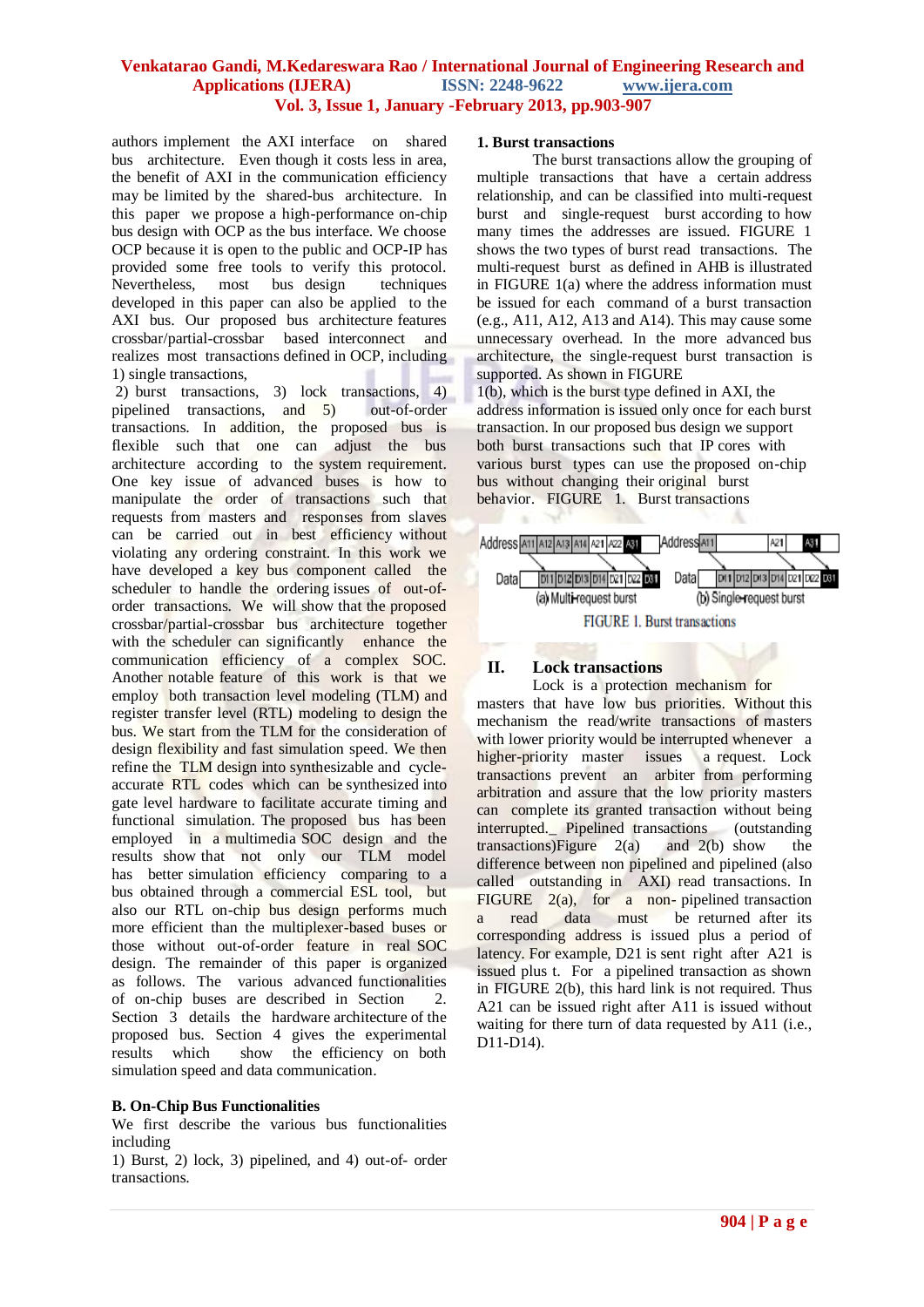authors implement the AXI interface on shared bus architecture. Even though it costs less in area, the benefit of AXI in the communication efficiency may be limited by the shared-bus architecture. In this paper we propose a high-performance on-chip bus design with OCP as the bus interface. We choose OCP because it is open to the public and OCP-IP has provided some free tools to verify this protocol. Nevertheless, most bus design techniques developed in this paper can also be applied to the AXI bus. Our proposed bus architecture features crossbar/partial-crossbar based interconnect and realizes most transactions defined in OCP, including 1) single transactions,
2) burst transactions, 3) lock transactions, 4) pipelined transactions, and 5) out-of-order transactions. In addition, the proposed bus is flexible such that one can adjust the bus architecture according to the system requirement. One key issue of advanced buses is how to manipulate the order of transactions such that requests from masters and responses from slaves can be carried out in best efficiency without violating any ordering constraint. In this work we have developed a key bus component called the scheduler to handle the ordering issues of out-of-order transactions. We will show that the proposed crossbar/partial-crossbar bus architecture together with the scheduler can significantly enhance the communication efficiency of a complex SOC. Another notable feature of this work is that we employ both transaction level modeling (TLM) and register transfer level (RTL) modeling to design the bus. We start from the TLM for the consideration of design flexibility and fast simulation speed. We then refine the TLM design into synthesizable and cycle-accurate RTL codes which can be synthesized into gate level hardware to facilitate accurate timing and functional simulation. The proposed bus has been employed in a multimedia SOC design and the results show that not only our TLM model has better simulation efficiency comparing to a bus obtained through a commercial ESL tool, but also our RTL on-chip bus design performs much more efficient than the multiplexer-based buses or those without out-of-order feature in real SOC design. The remainder of this paper is organized as follows. The various advanced functionalities of on-chip buses are described in Section 2. Section 3 details the hardware architecture of the proposed bus. Section 4 gives the experimental results which show the efficiency on both simulation speed and data communication.

### B. On-Chip Bus Functionalities

We first describe the various bus functionalities including
1) Burst, 2) lock, 3) pipelined, and 4) out-of- order transactions.

#### 1. Burst transactions

The burst transactions allow the grouping of multiple transactions that have a certain address relationship, and can be classified into multi-request burst and single-request burst according to how many times the addresses are issued. FIGURE 1 shows the two types of burst read transactions. The multi-request burst as defined in AHB is illustrated in FIGURE 1(a) where the address information must be issued for each command of a burst transaction (e.g., A11, A12, A13 and A14). This may cause some unnecessary overhead. In the more advanced bus architecture, the single-request burst transaction is supported. As shown in FIGURE
1(b), which is the burst type defined in AXI, the address information is issued only once for each burst transaction. In our proposed bus design we support both burst transactions such that IP cores with various burst types can use the proposed on-chip bus without changing their original burst behavior. FIGURE 1. Burst transactions

Address A11 A12 A13 A14 A21 A22 A31
Data D11 D12 D13 D14 D21 D22 D31
(a) Multi-request burst
Address A11 A21 A31
Data D11 D12 D13 D14 D21 D22 D31
(b) Single-request burst

FIGURE 1. Burst transactions

## II. Lock transactions

Lock is a protection mechanism for masters that have low bus priorities. Without this mechanism the read/write transactions of masters with lower priority would be interrupted whenever a higher-priority master issues a request. Lock transactions prevent an arbiter from performing arbitration and assure that the low priority masters can complete its granted transaction without being interrupted._ Pipelined transactions (outstanding transactions)Figure 2(a) and 2(b) show the difference between non pipelined and pipelined (also called outstanding in AXI) read transactions. In FIGURE 2(a), for a non- pipelined transaction a read data must be returned after its corresponding address is issued plus a period of latency. For example, D21 is sent right after A21 is issued plus t. For a pipelined transaction as shown in FIGURE 2(b), this hard link is not required. Thus A21 can be issued right after A11 is issued without waiting for there turn of data requested by A11 (i.e., D11-D14).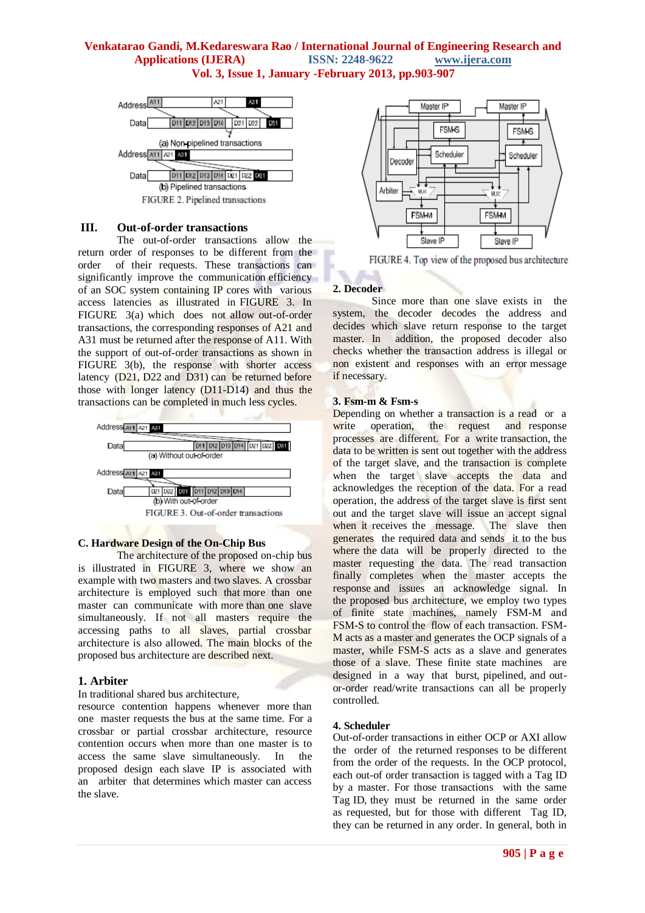FIGURE 2. Pipelined transactions

## III. Out-of-order transactions

The out-of-order transactions allow the return order of responses to be different from the order of their requests. These transactions can significantly improve the communication efficiency of an SOC system containing IP cores with various access latencies as illustrated in FIGURE 3. In FIGURE 3(a) which does not allow out-of-order transactions, the corresponding responses of A21 and A31 must be returned after the response of A11. With the support of out-of-order transactions as shown in FIGURE 3(b), the response with shorter access latency (D21, D22 and D31) can be returned before those with longer latency (D11-D14) and thus the transactions can be completed in much less cycles.

FIGURE 3. Out-of-order transactions

### C. Hardware Design of the On-Chip Bus

The architecture of the proposed on-chip bus is illustrated in FIGURE 3, where we show an example with two masters and two slaves. A crossbar architecture is employed such that more than one master can communicate with more than one slave simultaneously. If not all masters require the accessing paths to all slaves, partial crossbar architecture is also allowed. The main blocks of the proposed bus architecture are described next.

### 1. Arbiter

In traditional shared bus architecture, resource contention happens whenever more than one master requests the bus at the same time. For a crossbar or partial crossbar architecture, resource contention occurs when more than one master is to access the same slave simultaneously. In the proposed design each slave IP is associated with an arbiter that determines which master can access the slave.

FIGURE 4. Top view of the proposed bus architecture

### 2. Decoder

Since more than one slave exists in the system, the decoder decodes the address and decides which slave return response to the target master. In addition, the proposed decoder also checks whether the transaction address is illegal or non existent and responses with an error message if necessary.

### 3. Fsm-m & Fsm-s

Depending on whether a transaction is a read or a write operation, the request and response processes are different. For a write transaction, the data to be written is sent out together with the address of the target slave, and the transaction is complete when the target slave accepts the data and acknowledges the reception of the data. For a read operation, the address of the target slave is first sent out and the target slave will issue an accept signal when it receives the message. The slave then generates the required data and sends it to the bus where the data will be properly directed to the master requesting the data. The read transaction finally completes when the master accepts the response and issues an acknowledge signal. In the proposed bus architecture, we employ two types of finite state machines, namely FSM-M and FSM-S to control the flow of each transaction. FSM-M acts as a master and generates the OCP signals of a master, while FSM-S acts as a slave and generates those of a slave. These finite state machines are designed in a way that burst, pipelined, and out-or-order read/write transactions can all be properly controlled.

### 4. Scheduler

Out-of-order transactions in either OCP or AXI allow the order of the returned responses to be different from the order of the requests. In the OCP protocol, each out-of order transaction is tagged with a Tag ID by a master. For those transactions with the same Tag ID, they must be returned in the same order as requested, but for those with different Tag ID, they can be returned in any order. In general, both in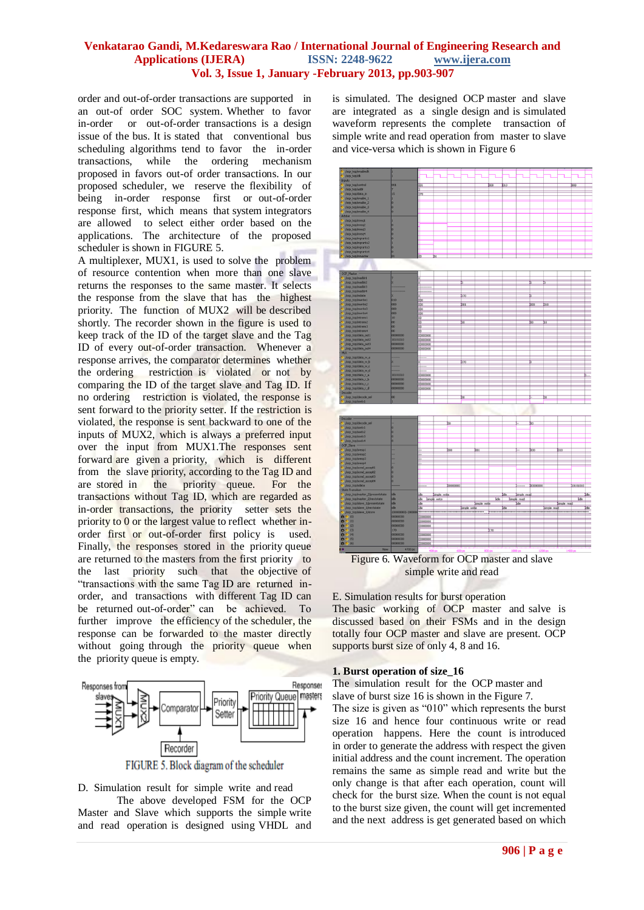order and out-of-order transactions are supported in an out-of order SOC system. Whether to favor in-order or out-of-order transactions is a design issue of the bus. It is stated that conventional bus scheduling algorithms tend to favor the in-order transactions, while the ordering mechanism proposed in favors out-of-order transactions. In our proposed scheduler, we reserve the flexibility of being in-order response first or out-of-order response first, which means that system integrators are allowed to select either order based on the applications. The architecture of the proposed scheduler is shown in FIGURE 5.

A multiplexer, MUX1, is used to solve the problem of resource contention when more than one slave returns the responses to the same master. It selects the response from the slave that has the highest priority. The function of MUX2 will be described shortly. The recorder shown in the figure is used to keep track of the ID of the target slave and the Tag ID of every out-of-order transaction. Whenever a response arrives, the comparator determines whether the ordering restriction is violated or not by comparing the ID of the target slave and Tag ID. If no ordering restriction is violated, the response is sent forward to the priority setter. If the restriction is violated, the response is sent backward to one of the inputs of MUX2, which is always a preferred input over the input from MUX1.The responses sent forward are given a priority, which is different from the slave priority, according to the Tag ID and are stored in the priority queue. For the transactions without Tag ID, which are regarded as in-order transactions, the priority setter sets the priority to 0 or the largest value to reflect whether in-order first or out-of-order first policy is used. Finally, the responses stored in the priority queue are returned to the masters from the first priority to the last priority such that the objective of "transactions with the same Tag ID are returned in-order, and transactions with different Tag ID can be returned out-of-order" can be achieved. To further improve the efficiency of the scheduler, the response can be forwarded to the master directly without going through the priority queue when the priority queue is empty.

FIGURE 5. Block diagram of the scheduler

D. Simulation result for simple write and read

The above developed FSM for the OCP Master and Slave which supports the simple write and read operation is designed using VHDL and is simulated. The designed OCP master and slave are integrated as a single design and is simulated waveform represents the complete transaction of simple write and read operation from master to slave and vice-versa which is shown in Figure 6

Figure 6. Waveform for OCP master and slave simple write and read

E. Simulation results for burst operation

The basic working of OCP master and salve is discussed based on their FSMs and in the design totally four OCP master and slave are present. OCP supports burst size of only 4, 8 and 16.

**1. Burst operation of size_16**

The simulation result for the OCP master and slave of burst size 16 is shown in the Figure 7.

The size is given as "010" which represents the burst size 16 and hence four continuous write or read operation happens. Here the count is introduced in order to generate the address with respect the given initial address and the count increment. The operation remains the same as simple read and write but the only change is that after each operation, count will check for the burst size. When the count is not equal to the burst size given, the count will get incremented and the next address is get generated based on which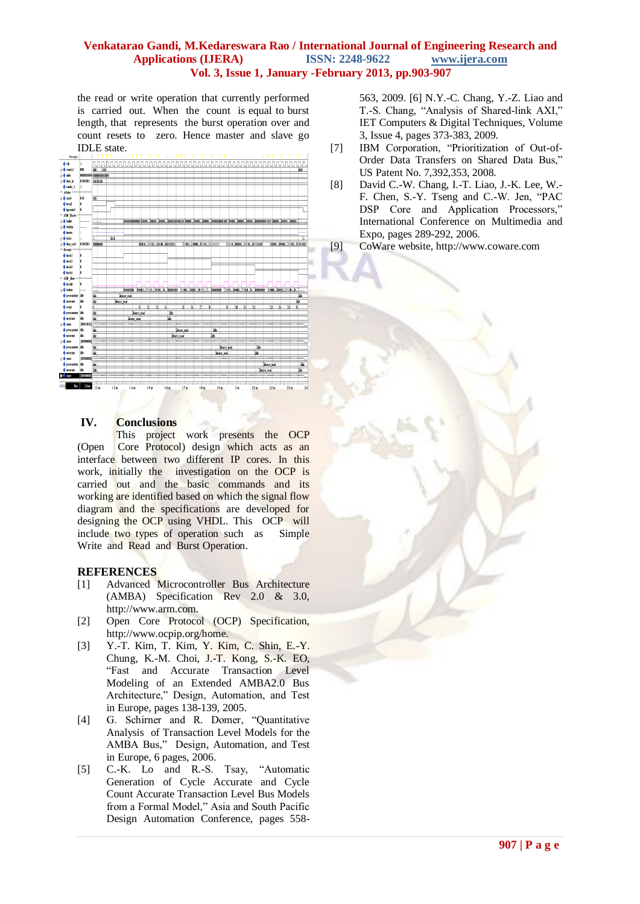the read or write operation that currently performed is carried out. When the count is equal to burst length, that represents the burst operation over and count resets to zero. Hence master and slave go IDLE state.

## IV. Conclusions

This project work presents the OCP (Open Core Protocol) design which acts as an interface between two different IP cores. In this work, initially the investigation on the OCP is carried out and the basic commands and its working are identified based on which the signal flow diagram and the specifications are developed for designing the OCP using VHDL. This OCP will include two types of operation such as Simple Write and Read and Burst Operation.

## REFERENCES

[1] Advanced Microcontroller Bus Architecture (AMBA) Specification Rev 2.0 & 3.0, http://www.arm.com.

[2] Open Core Protocol (OCP) Specification, http://www.ocpip.org/home.

[3] Y.-T. Kim, T. Kim, Y. Kim, C. Shin, E.-Y. Chung, K.-M. Choi, J.-T. Kong, S.-K. EO, "Fast and Accurate Transaction Level Modeling of an Extended AMBA2.0 Bus Architecture," Design, Automation, and Test in Europe, pages 138-139, 2005.

[4] G. Schirner and R. Domer, "Quantitative Analysis of Transaction Level Models for the AMBA Bus," Design, Automation, and Test in Europe, 6 pages, 2006.

[5] C.-K. Lo and R.-S. Tsay, "Automatic Generation of Cycle Accurate and Cycle Count Accurate Transaction Level Bus Models from a Formal Model," Asia and South Pacific Design Automation Conference, pages 558-563, 2009. [6] N.Y.-C. Chang, Y.-Z. Liao and T.-S. Chang, "Analysis of Shared-link AXI," IET Computers & Digital Techniques, Volume 3, Issue 4, pages 373-383, 2009.

[7] IBM Corporation, "Prioritization of Out-of-Order Data Transfers on Shared Data Bus," US Patent No. 7,392,353, 2008.

[8] David C.-W. Chang, I.-T. Liao, J.-K. Lee, W.-F. Chen, S.-Y. Tseng and C.-W. Jen, "PAC DSP Core and Application Processors," International Conference on Multimedia and Expo, pages 289-292, 2006.

[9] CoWare website, http://www.coware.com